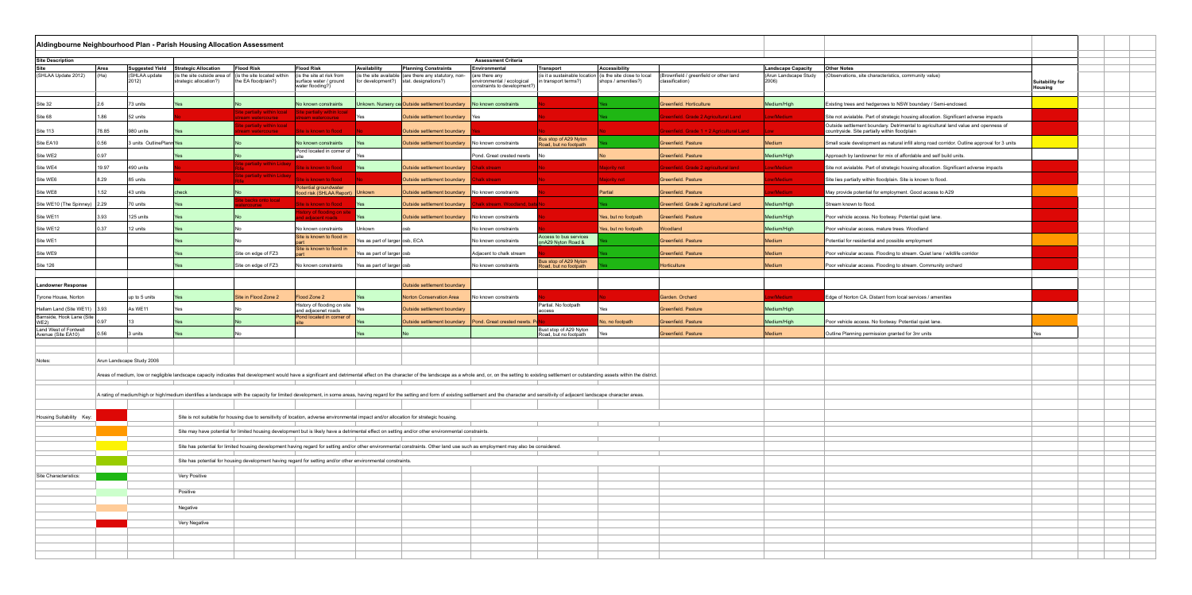# Aldingbourne Neighbourhood Plan - Parish Housing Allocation Assessment

| Site Description | | | Assessment Criteria | | | | | | | | | | | |
|---|---|---|---|---|---|---|---|---|---|---|---|---|---|---|
| Site | Area | Suggested Yield | Strategic Allocation | Flood Risk | Flood Risk | Availability | Planning Constraints | Environmental | Transport | Accessibility | | Landscape Capacity | Other Notes | |
| (SHLAA Update 2012) | (Ha) | (SHLAA update 2012) | (is the site outside area of strategic allocation?) | (is the site located within the EA floodplain?) | (is the site at risk from surface water / ground water flooding?) | (is the site available for development?) | (are there any statutory, non-stat. designations?) | (are there any environmental / ecological constraints to development?) | (is it a sustainable location in transport terms?) | (is the site close to local shops / amenities?) | (Brownfield / greenfield or other land classification) | (Arun Landscape Study 2006) | (Observations, site characteristics, community value) | Suitability for Housing |
| Site 32 | 2.6 | 73 units | Yes | No | No known constraints | Unkown. Nursery ce | Outside settlement boundary | No known constraints | No | Yes | Greenfield. Horticulture | Medium/High | Existing trees and hedgerows to NSW boundary / Semi-enclosed. | |
| Site 68 | 1.86 | 52 units | No | Site partially within local stream watercourse | Site partially within local stream watercourse | Yes | Outside settlement boundary | Yes | No | Yes | Greenfield. Grade 2 Agricultural Land | Low/Medium | Site not avialable. Part of strategic housing allocation. Significant adverse impacts | |
| Site 113 | 78.85 | 980 units | Yes | Site partially within local stream watercourse | Site is known to flood | No | Outside settlement boundary | Yes | No | No | Greenfield. Grade 1 + 2 Agricultural Land | Low | Outside settlement boundary. Detrimental to agricultural land value and openness of countryside. Site partially within floodplain | |
| Site EA10 | 0.56 | 3 units Outline Planning | Yes | No | No known constraints | Yes | Outside settlement boundary | No known constraints | Bus stop of A29 Nyton Road, but no footpath | Yes | Greenfield. Pasture | Medium | Small scale development as natural infill along road corridor. Outline approval for 3 units | |
| Site WE2 | 0.97 | | Yes | No | Pond located in corner of site | Yes | | Pond. Great crested newts | No | No | Greenfield. Pasture | Medium/High | Approach by landowner for mix of affordable and self build units. | |
| Site WE4 | 19.97 | 490 units | No | Site partially within Lidsey Rife | Site is known to flood | Yes | Outside settlement boundary | Chalk stream | No | Majority not | Greenfield. Grade 2 agricultural land | Low/Medium | Site not avialable. Part of strategic housing allocation. Significant adverse impacts | |
| Site WE6 | 8.29 | 85 units | No | Site partially within Lidsey Rife | Site is known to flood | No | Outside settlement boundary | Chalk stream | No | Majority not | Greenfield. Pasture | Low/Medium | Site lies partially within floodplain. Site is known to flood. | |
| Site WE8 | 1.52 | 43 units | check | No | Potential groundwater flood risk (SHLAA Report) | Unkown | Outside settlement boundary | No known constraints | No | Partial | Greenfield. Pasture | Low/Medium | May provide potential for employment. Good access to A29 | |
| Site WE10 (The Spinney) | 2.29 | 70 units | Yes | Site backs onto local watercourse | Site is known to flood | Yes | Outside settlement boundary | Chalk stream. Woodland. (sst | No | Yes | Greenfield. Grade 2 agricultural Land | Medium/High | Stream known to flood. | |
| Site WE11 | 3.93 | 125 units | Yes | No | History of flooding on site and adjacent roads | Yes | Outside settlement boundary | No known constraints | No | Yes, but no footpath | Greenfield. Pasture | Medium/High | Poor vehicle access. No footway. Potential quiet lane. | |
| Site WE12 | 0.37 | 12 units | Yes | No | No known constraints | Unkown | osb | No known constraints | No | Yes, but no footpath | Woodland | Medium/High | Poor vehicular access, mature trees. Woodland | |
| Site WE1 | | | Yes | No | Site is known to flood in part | Yes as part of larger | osb, ECA | No known constraints | Access to bus services onA29 Nyton Road & | Yes | Greenfield. Pasture | Medium | Potential for residential and possible employment | |
| Site WE9 | | | Yes | Site on edge of FZ3 | Site is known to flood in part | Yes as part of larger | osb | Adjacent to chalk stream | No | Yes | Greenfield. Pasture | Medium | Poor vehicular access. Flooding to stream. Quiet lane / wildlife corridor | |
| Site 126 | | | Yes | Site on edge of FZ3 | No known constraints | Yes as part of larger | osb | No known constraints | Bus stop of A29 Nyton Road, but no footpath | Yes | Horticulture | Medium | Poor vehicular access. Flooding to stream. Community orchard | |
| **Landowner Response** | | | | | | | Outside settlement boundary | | | | | | | |
| Tyrone House, Norton | | up to 5 units | Yes | Site in Flood Zone 2 | Flood Zone 2 | Yes | Norton Conservation Area | No known constraints | No | No | Garden. Orchard | Low/Medium | Edge of Norton CA. Distant from local services / amenities | |
| Hallam Land (Site WE11) | 3.93 | As WE11 | Yes | No | History of flooding on site and adjacent roads | Yes | Outside settlement boundary | | Partial. No footpath access | Yes | Greenfield. Pasture | Medium/High | | |
| Barnside, Hook Lane (Site WE2) | 0.97 | 13 | Yes | No | Pond located in corner of site | Yes | Outside settlement boundary | Pond. Great crested newts. P | No | No, no footpath | Greenfield. Pasture | Medium/High | Poor vehicle access. No footway. Potential quiet lane. | |
| Land West of Fontwell Avenue (Site EA10) | 0.56 | 3 units | Yes | No | | Yes | No | | Bust stop of A29 Nyton Road, but no footpath | Yes | Greenfield. Pasture | Medium | Outline Planning permission granted for 3nr units | Yes |

Notes: Arun Landscape Study 2006

Areas of medium, low or negligible landscape capacity indicates that development would have a significant and detrimental effect on the character of the landscape as a whole and, or, on the setting to existing settlement or outstanding assets within the district.

A rating of medium/high or high/medium identifies a landscape with the capacity for limited development, in some areas, having regard for the setting and form of existing settlement and the character and sensitivity of adjacent landscape character areas.

Housing Suitability Key:

- Site is not suitable for housing due to sensitivity of location, adverse environmental impact and/or allocation for strategic housing.
- Site may have potential for limited housing development but is likely have a detrimental effect on setting and/or other environmental constraints.
- Site has potential for limited housing development having regard for setting and/or other environmental constraints. Other land use such as employment may also be considered.
- Site has potential for housing development having regard for setting and/or other environmental constraints.

Site Characteristics:

- Very Positive
- Positive
- Negative
- Very Negative